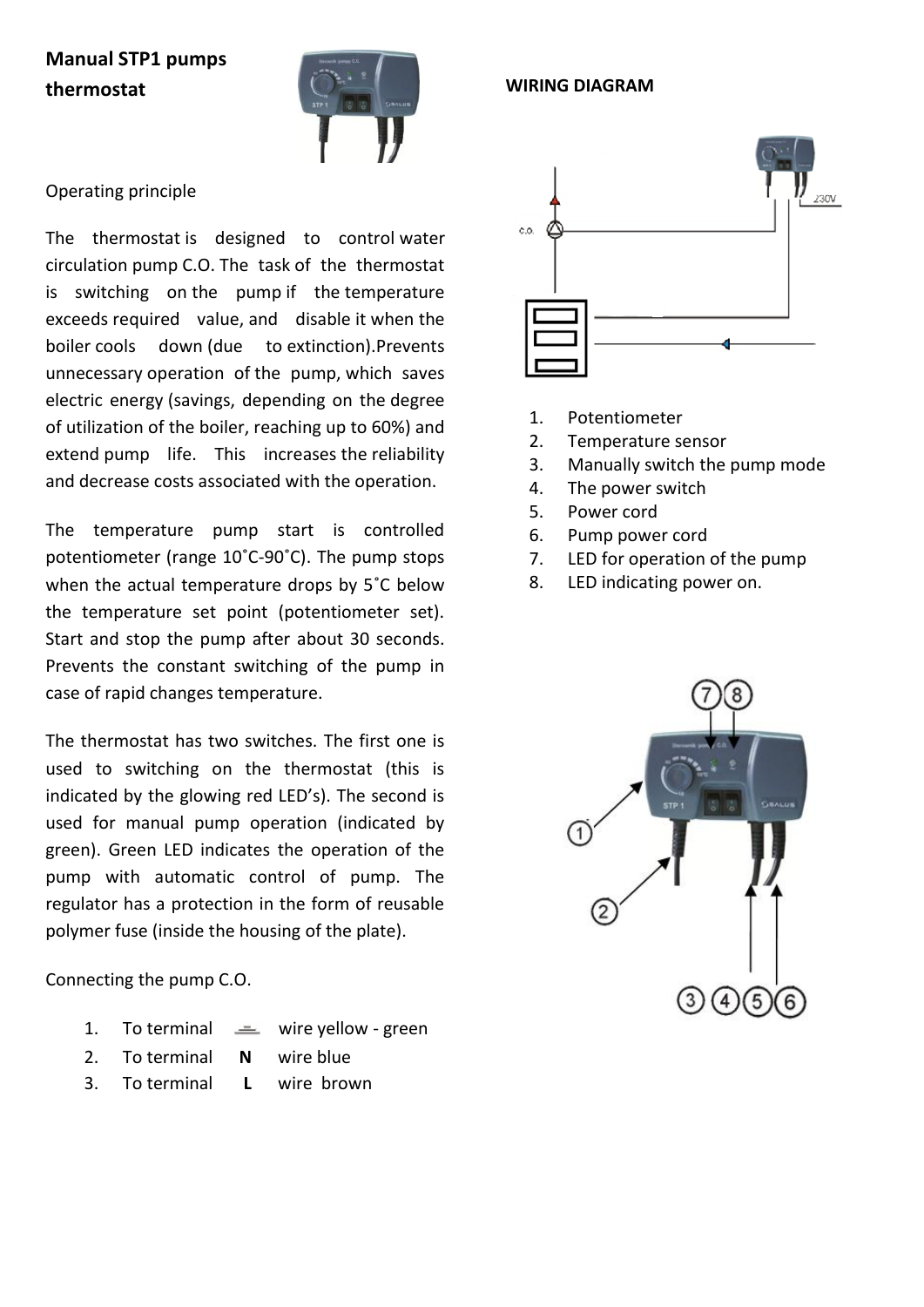# Manual STP1 pumps thermostat

Operating principle

The thermostat is designed to control water circulation pump C.O. The task of the thermostat is switching on the pump if the temperature exceeds required value, and disable it when the boiler cools down (due to extinction).Prevents unnecessary operation of the pump, which saves electric energy (savings, depending on the degree of utilization of the boiler, reaching up to 60%) and extend pump life. This increases the reliability and decrease costs associated with the operation.

The temperature pump start is controlled potentiometer (range 10˚C-90˚C). The pump stops when the actual temperature drops by 5˚C below the temperature set point (potentiometer set). Start and stop the pump after about 30 seconds. Prevents the constant switching of the pump in case of rapid changes temperature.

The thermostat has two switches. The first one is used to switching on the thermostat (this is indicated by the glowing red LED's). The second is used for manual pump operation (indicated by green). Green LED indicates the operation of the pump with automatic control of pump. The regulator has a protection in the form of reusable polymer fuse (inside the housing of the plate).

Connecting the pump C.O.

1. To terminal ⏚ wire yellow - green
2. To terminal **N** wire blue
3. To terminal **L** wire brown

**WIRING DIAGRAM**

1. Potentiometer
2. Temperature sensor
3. Manually switch the pump mode
4. The power switch
5. Power cord
6. Pump power cord
7. LED for operation of the pump
8. LED indicating power on.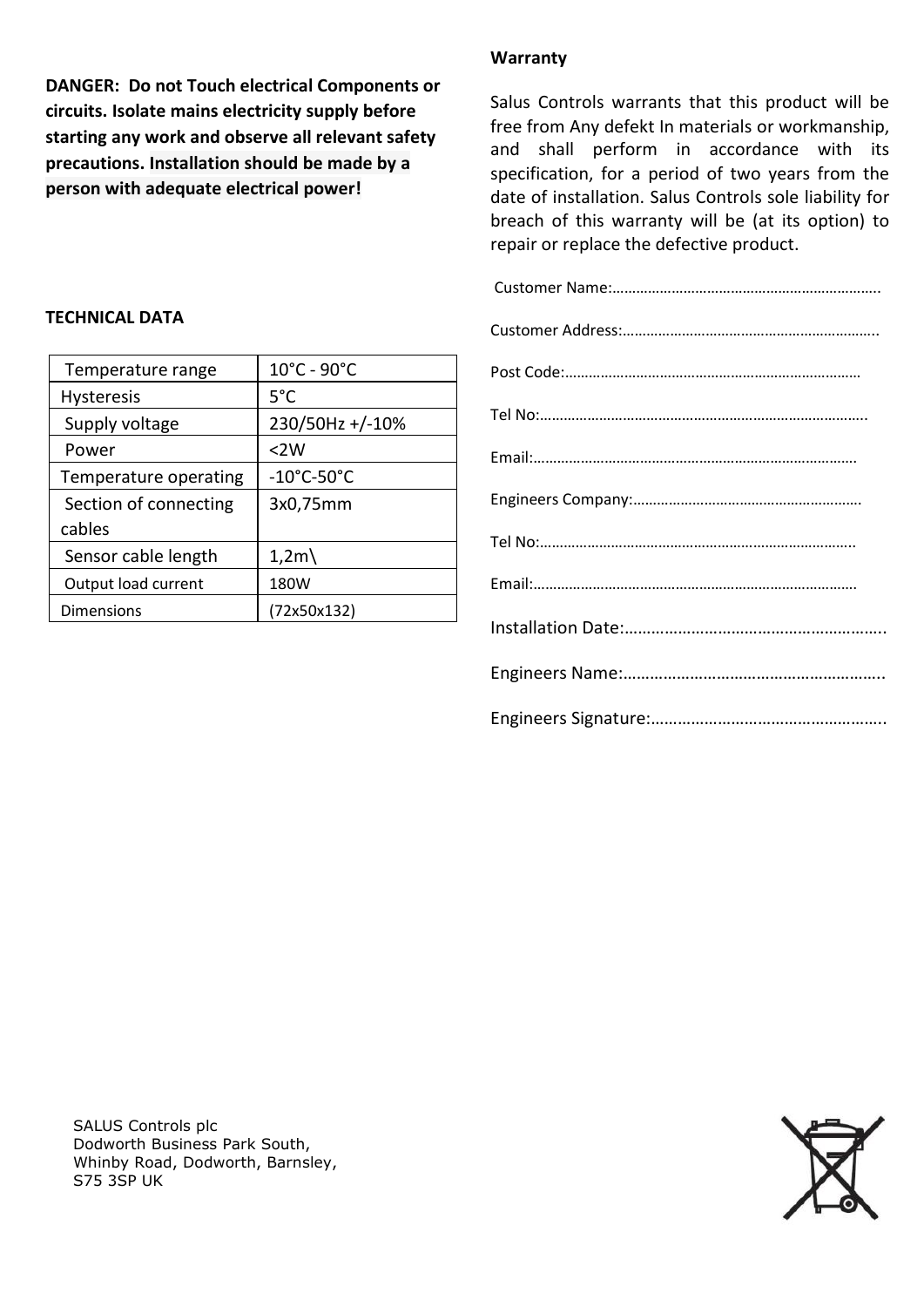**DANGER: Do not Touch electrical Components or circuits. Isolate mains electricity supply before starting any work and observe all relevant safety precautions. Installation should be made by a person with adequate electrical power!**

**TECHNICAL DATA**

| | |
|---|---|
| Temperature range | 10°C - 90°C |
| Hysteresis | 5°C |
| Supply voltage | 230/50Hz +/-10% |
| Power | <2W |
| Temperature operating | -10°C-50°C |
| Section of connecting cables | 3x0,75mm |
| Sensor cable length | 1,2m\ |
| Output load current | 180W |
| Dimensions | (72x50x132) |

**Warranty**

Salus Controls warrants that this product will be free from Any defekt In materials or workmanship, and shall perform in accordance with its specification, for a period of two years from the date of installation. Salus Controls sole liability for breach of this warranty will be (at its option) to repair or replace the defective product.

Customer Name:…………………………………………………………..

Customer Address:………………………………………………………..

Post Code:…………………………………………………………………

Tel No:………………………………………………………………………..

Email:………………………………………………………………………

Engineers Company:…………………………………………………

Tel No:……………………………………………………………………..

Email:………………………………………………………………………

Installation Date:…………………………………………………..

Engineers Name:…………………………………………………..

Engineers Signature:……………………………………………..

SALUS Controls plc
Dodworth Business Park South,
Whinby Road, Dodworth, Barnsley,
S75 3SP UK